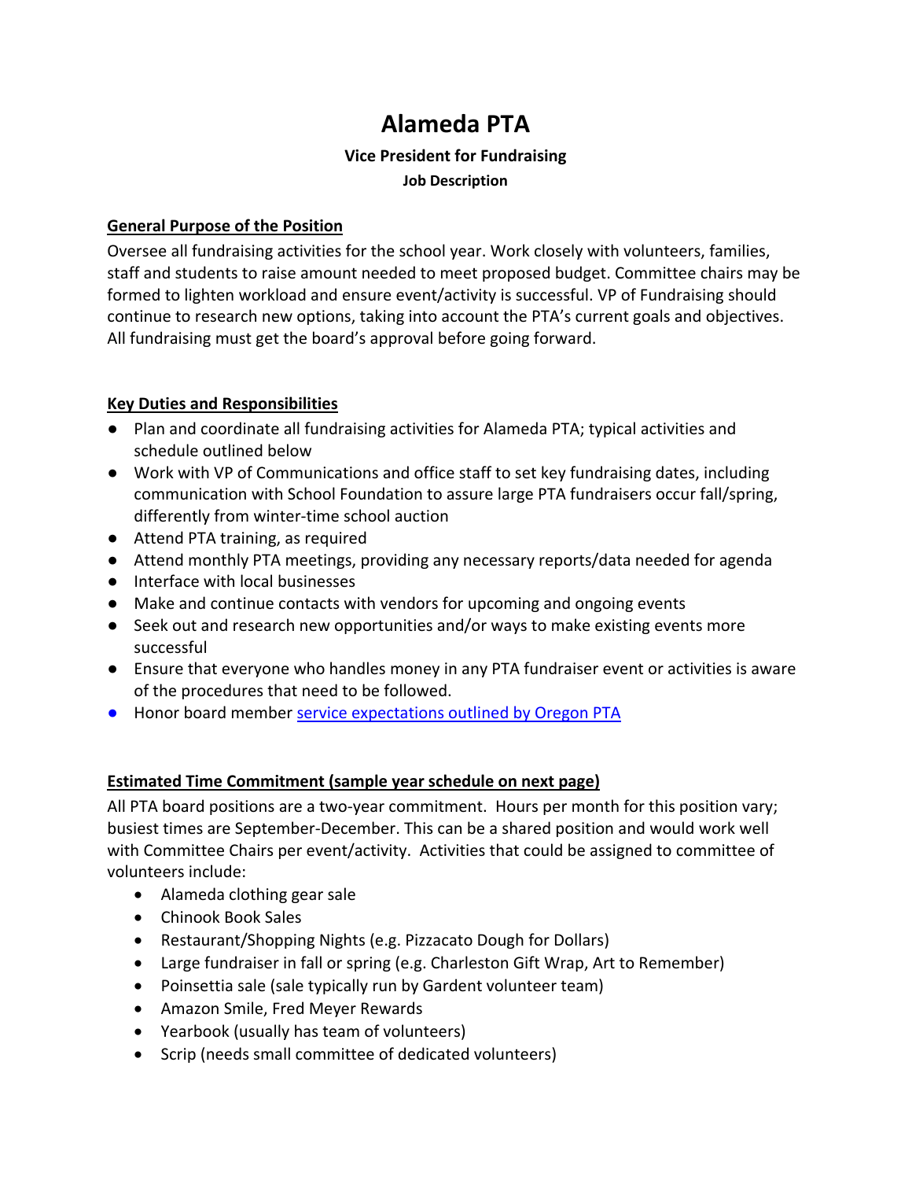# Alameda PTA

### Vice President for Fundraising

#### Job Description

**General Purpose of the Position**

Oversee all fundraising activities for the school year. Work closely with volunteers, families, staff and students to raise amount needed to meet proposed budget. Committee chairs may be formed to lighten workload and ensure event/activity is successful. VP of Fundraising should continue to research new options, taking into account the PTA's current goals and objectives. All fundraising must get the board's approval before going forward.

**Key Duties and Responsibilities**

- Plan and coordinate all fundraising activities for Alameda PTA; typical activities and schedule outlined below
- Work with VP of Communications and office staff to set key fundraising dates, including communication with School Foundation to assure large PTA fundraisers occur fall/spring, differently from winter-time school auction
- Attend PTA training, as required
- Attend monthly PTA meetings, providing any necessary reports/data needed for agenda
- Interface with local businesses
- Make and continue contacts with vendors for upcoming and ongoing events
- Seek out and research new opportunities and/or ways to make existing events more successful
- Ensure that everyone who handles money in any PTA fundraiser event or activities is aware of the procedures that need to be followed.
- Honor board member service expectations outlined by Oregon PTA

**Estimated Time Commitment (sample year schedule on next page)**

All PTA board positions are a two-year commitment. Hours per month for this position vary; busiest times are September-December. This can be a shared position and would work well with Committee Chairs per event/activity. Activities that could be assigned to committee of volunteers include:

- Alameda clothing gear sale
- Chinook Book Sales
- Restaurant/Shopping Nights (e.g. Pizzacato Dough for Dollars)
- Large fundraiser in fall or spring (e.g. Charleston Gift Wrap, Art to Remember)
- Poinsettia sale (sale typically run by Gardent volunteer team)
- Amazon Smile, Fred Meyer Rewards
- Yearbook (usually has team of volunteers)
- Scrip (needs small committee of dedicated volunteers)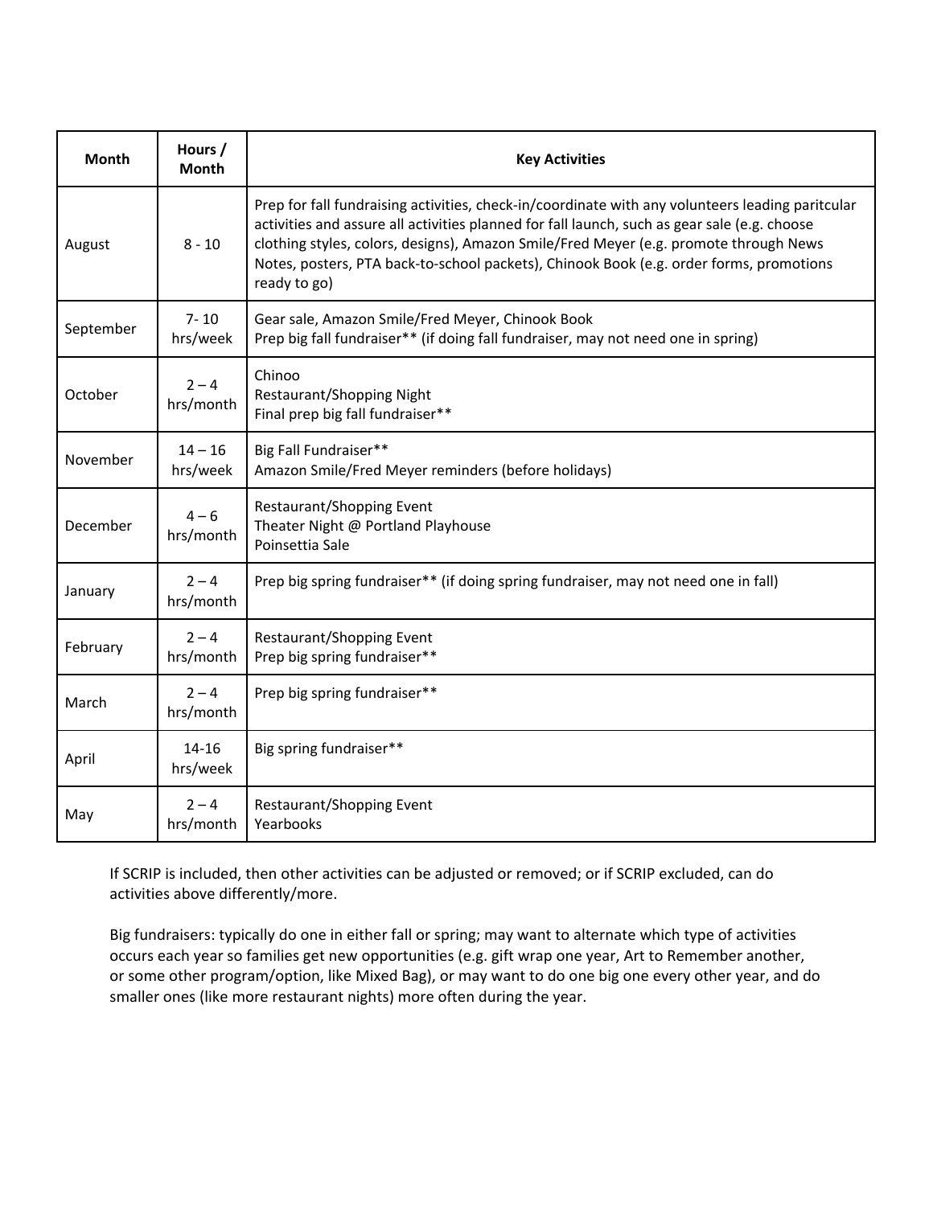| Month | Hours / Month | Key Activities |
|---|---|---|
| August | 8 - 10 | Prep for fall fundraising activities, check-in/coordinate with any volunteers leading paritcular activities and assure all activities planned for fall launch, such as gear sale (e.g. choose clothing styles, colors, designs), Amazon Smile/Fred Meyer (e.g. promote through News Notes, posters, PTA back-to-school packets), Chinook Book (e.g. order forms, promotions ready to go) |
| September | 7- 10 hrs/week | Gear sale, Amazon Smile/Fred Meyer, Chinook Book<br>Prep big fall fundraiser** (if doing fall fundraiser, may not need one in spring) |
| October | 2 – 4 hrs/month | Chinoo<br>Restaurant/Shopping Night<br>Final prep big fall fundraiser** |
| November | 14 – 16 hrs/week | Big Fall Fundraiser**<br>Amazon Smile/Fred Meyer reminders (before holidays) |
| December | 4 – 6 hrs/month | Restaurant/Shopping Event<br>Theater Night @ Portland Playhouse<br>Poinsettia Sale |
| January | 2 – 4 hrs/month | Prep big spring fundraiser** (if doing spring fundraiser, may not need one in fall) |
| February | 2 – 4 hrs/month | Restaurant/Shopping Event<br>Prep big spring fundraiser** |
| March | 2 – 4 hrs/month | Prep big spring fundraiser** |
| April | 14-16 hrs/week | Big spring fundraiser** |
| May | 2 – 4 hrs/month | Restaurant/Shopping Event<br>Yearbooks |

If SCRIP is included, then other activities can be adjusted or removed; or if SCRIP excluded, can do activities above differently/more.

Big fundraisers: typically do one in either fall or spring; may want to alternate which type of activities occurs each year so families get new opportunities (e.g. gift wrap one year, Art to Remember another, or some other program/option, like Mixed Bag), or may want to do one big one every other year, and do smaller ones (like more restaurant nights) more often during the year.